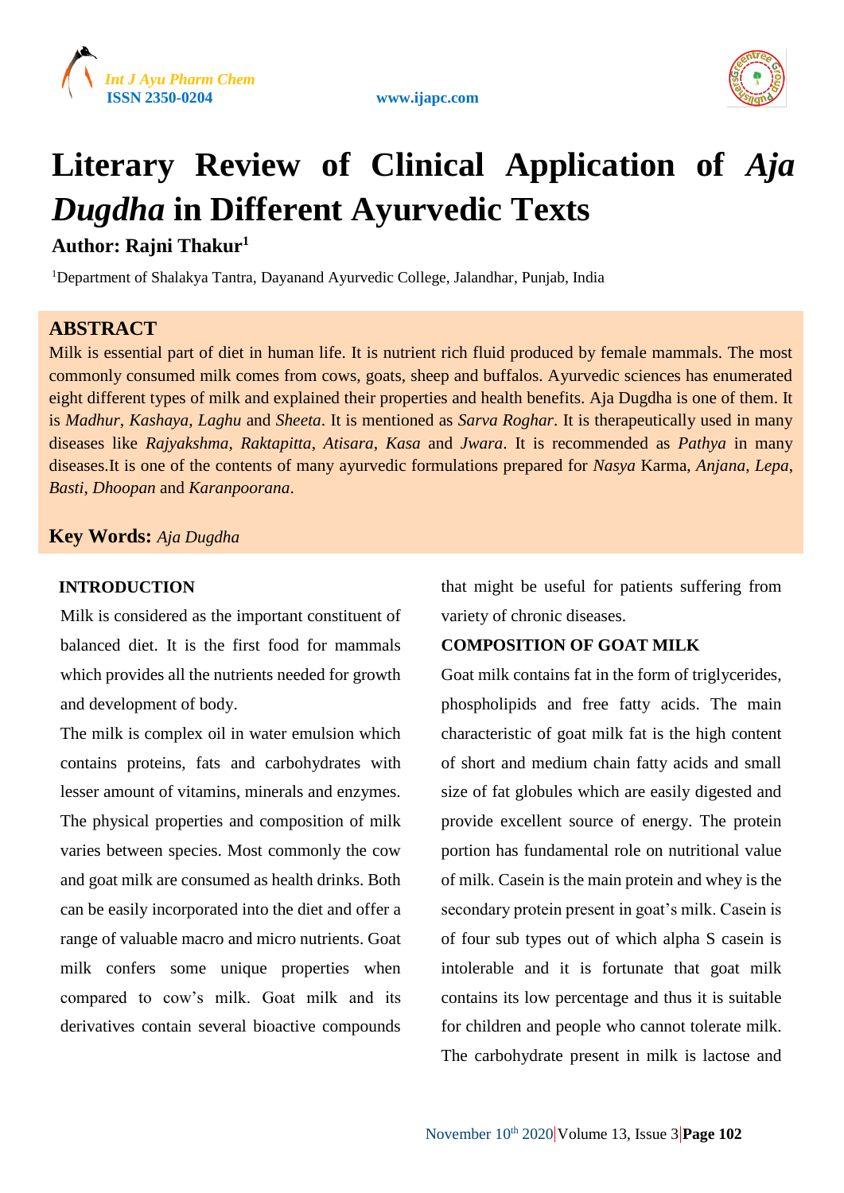# Literary Review of Clinical Application of *Aja Dugdha* in Different Ayurvedic Texts

**Author: Rajni Thakur[1]**

[1]Department of Shalakya Tantra, Dayanand Ayurvedic College, Jalandhar, Punjab, India

## ABSTRACT

Milk is essential part of diet in human life. It is nutrient rich fluid produced by female mammals. The most commonly consumed milk comes from cows, goats, sheep and buffalos. Ayurvedic sciences has enumerated eight different types of milk and explained their properties and health benefits. Aja Dugdha is one of them. It is *Madhur*, *Kashaya*, *Laghu* and *Sheeta*. It is mentioned as *Sarva Roghar*. It is therapeutically used in many diseases like *Rajyakshma*, *Raktapitta*, *Atisara*, *Kasa* and *Jwara*. It is recommended as *Pathya* in many diseases.It is one of the contents of many ayurvedic formulations prepared for *Nasya* Karma, *Anjana*, *Lepa*, *Basti*, *Dhoopan* and *Karanpoorana*.

**Key Words:** *Aja Dugdha*

## INTRODUCTION

Milk is considered as the important constituent of balanced diet. It is the first food for mammals which provides all the nutrients needed for growth and development of body.

The milk is complex oil in water emulsion which contains proteins, fats and carbohydrates with lesser amount of vitamins, minerals and enzymes. The physical properties and composition of milk varies between species. Most commonly the cow and goat milk are consumed as health drinks. Both can be easily incorporated into the diet and offer a range of valuable macro and micro nutrients. Goat milk confers some unique properties when compared to cow's milk. Goat milk and its derivatives contain several bioactive compounds that might be useful for patients suffering from variety of chronic diseases.

## COMPOSITION OF GOAT MILK

Goat milk contains fat in the form of triglycerides, phospholipids and free fatty acids. The main characteristic of goat milk fat is the high content of short and medium chain fatty acids and small size of fat globules which are easily digested and provide excellent source of energy. The protein portion has fundamental role on nutritional value of milk. Casein is the main protein and whey is the secondary protein present in goat's milk. Casein is of four sub types out of which alpha S casein is intolerable and it is fortunate that goat milk contains its low percentage and thus it is suitable for children and people who cannot tolerate milk. The carbohydrate present in milk is lactose and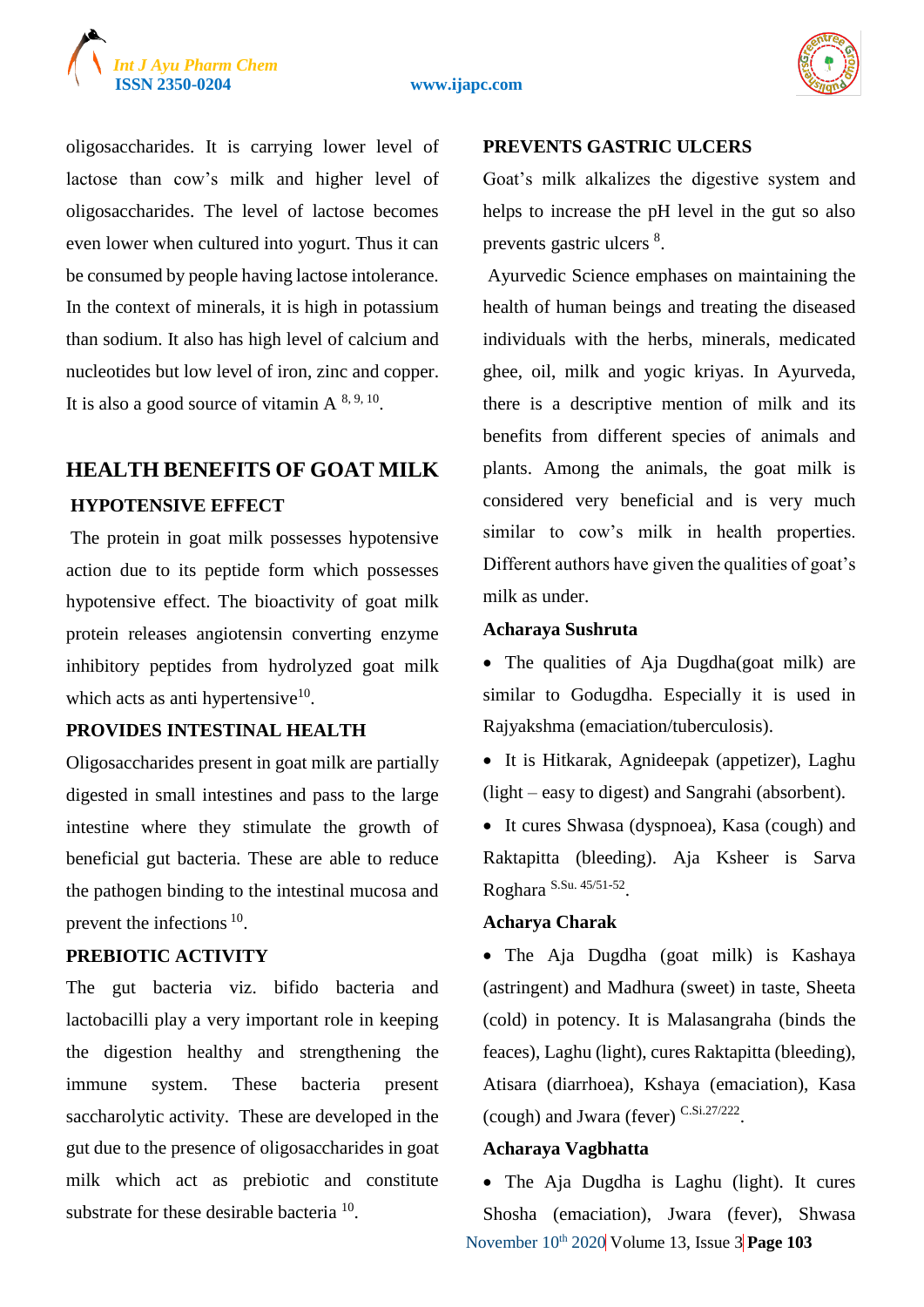oligosaccharides. It is carrying lower level of lactose than cow's milk and higher level of oligosaccharides. The level of lactose becomes even lower when cultured into yogurt. Thus it can be consumed by people having lactose intolerance. In the context of minerals, it is high in potassium than sodium. It also has high level of calcium and nucleotides but low level of iron, zinc and copper. It is also a good source of vitamin A [8, 9, 10].

## HEALTH BENEFITS OF GOAT MILK

### HYPOTENSIVE EFFECT

The protein in goat milk possesses hypotensive action due to its peptide form which possesses hypotensive effect. The bioactivity of goat milk protein releases angiotensin converting enzyme inhibitory peptides from hydrolyzed goat milk which acts as anti hypertensive[10].

### PROVIDES INTESTINAL HEALTH

Oligosaccharides present in goat milk are partially digested in small intestines and pass to the large intestine where they stimulate the growth of beneficial gut bacteria. These are able to reduce the pathogen binding to the intestinal mucosa and prevent the infections [10].

### PREBIOTIC ACTIVITY

The gut bacteria viz. bifido bacteria and lactobacilli play a very important role in keeping the digestion healthy and strengthening the immune system. These bacteria present saccharolytic activity. These are developed in the gut due to the presence of oligosaccharides in goat milk which act as prebiotic and constitute substrate for these desirable bacteria [10].

### PREVENTS GASTRIC ULCERS

Goat's milk alkalizes the digestive system and helps to increase the pH level in the gut so also prevents gastric ulcers [8].

Ayurvedic Science emphases on maintaining the health of human beings and treating the diseased individuals with the herbs, minerals, medicated ghee, oil, milk and yogic kriyas. In Ayurveda, there is a descriptive mention of milk and its benefits from different species of animals and plants. Among the animals, the goat milk is considered very beneficial and is very much similar to cow's milk in health properties. Different authors have given the qualities of goat's milk as under.

**Acharaya Sushruta**

- The qualities of Aja Dugdha(goat milk) are similar to Godugdha. Especially it is used in Rajyakshma (emaciation/tuberculosis).
- It is Hitkarak, Agnideepak (appetizer), Laghu (light – easy to digest) and Sangrahi (absorbent).
- It cures Shwasa (dyspnoea), Kasa (cough) and Raktapitta (bleeding). Aja Ksheer is Sarva Roghara [S.Su. 45/51-52].

**Acharya Charak**

- The Aja Dugdha (goat milk) is Kashaya (astringent) and Madhura (sweet) in taste, Sheeta (cold) in potency. It is Malasangraha (binds the feaces), Laghu (light), cures Raktapitta (bleeding), Atisara (diarrhoea), Kshaya (emaciation), Kasa (cough) and Jwara (fever) [C.Si.27/222].

**Acharya Vagbhatta**

- The Aja Dugdha is Laghu (light). It cures Shosha (emaciation), Jwara (fever), Shwasa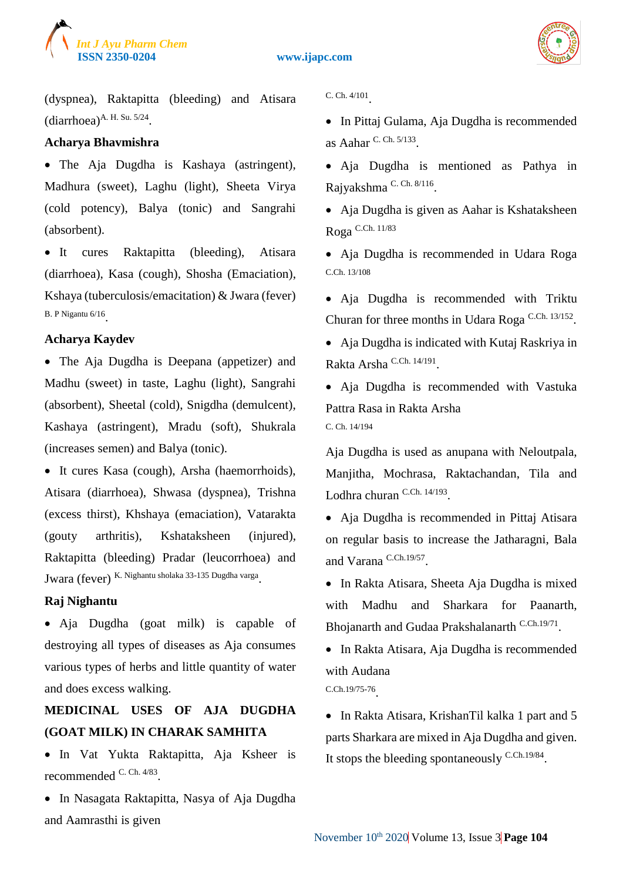(dyspnea), Raktapitta (bleeding) and Atisara (diarrhoea)[A. H. Su. 5/24].

**Acharya Bhavmishra**

- The Aja Dugdha is Kashaya (astringent), Madhura (sweet), Laghu (light), Sheeta Virya (cold potency), Balya (tonic) and Sangrahi (absorbent).
- It cures Raktapitta (bleeding), Atisara (diarrhoea), Kasa (cough), Shosha (Emaciation), Kshaya (tuberculosis/emacitation) & Jwara (fever) [B. P Nigantu 6/16].

**Acharya Kaydev**

- The Aja Dugdha is Deepana (appetizer) and Madhu (sweet) in taste, Laghu (light), Sangrahi (absorbent), Sheetal (cold), Snigdha (demulcent), Kashaya (astringent), Mradu (soft), Shukrala (increases semen) and Balya (tonic).
- It cures Kasa (cough), Arsha (haemorrhoids), Atisara (diarrhoea), Shwasa (dyspnea), Trishna (excess thirst), Khshaya (emaciation), Vatarakta (gouty arthritis), Kshataksheen (injured), Raktapitta (bleeding) Pradar (leucorrhoea) and Jwara (fever) [K. Nighantu sholaka 33-135 Dugdha varga].

**Raj Nighantu**

- Aja Dugdha (goat milk) is capable of destroying all types of diseases as Aja consumes various types of herbs and little quantity of water and does excess walking.

**MEDICINAL USES OF AJA DUGDHA (GOAT MILK) IN CHARAK SAMHITA**

- In Vat Yukta Raktapitta, Aja Ksheer is recommended [C. Ch. 4/83].
- In Nasagata Raktapitta, Nasya of Aja Dugdha and Aamrasthi is given [C. Ch. 4/101].
- In Pittaj Gulama, Aja Dugdha is recommended as Aahar [C. Ch. 5/133].
- Aja Dugdha is mentioned as Pathya in Rajyakshma [C. Ch. 8/116].
- Aja Dugdha is given as Aahar is Kshataksheen Roga [C.Ch. 11/83]
- Aja Dugdha is recommended in Udara Roga [C.Ch. 13/108]
- Aja Dugdha is recommended with Triktu Churan for three months in Udara Roga [C.Ch. 13/152].
- Aja Dugdha is indicated with Kutaj Raskriya in Rakta Arsha [C.Ch. 14/191].
- Aja Dugdha is recommended with Vastuka Pattra Rasa in Rakta Arsha [C. Ch. 14/194]

Aja Dugdha is used as anupana with Neloutpala, Manjitha, Mochrasa, Raktachandan, Tila and Lodhra churan [C.Ch. 14/193].

- Aja Dugdha is recommended in Pittaj Atisara on regular basis to increase the Jatharagni, Bala and Varana [C.Ch.19/57].
- In Rakta Atisara, Sheeta Aja Dugda is mixed with Madhu and Sharkara for Paanarth, Bhojanarth and Gudaa Prakshalanarth [C.Ch.19/71].
- In Rakta Atisara, Aja Dugdha is recommended with Audana [C.Ch.19/75-76].
- In Rakta Atisara, KrishanTil kalka 1 part and 5 parts Sharkara are mixed in Aja Dugdha and given. It stops the bleeding spontaneously [C.Ch.19/84].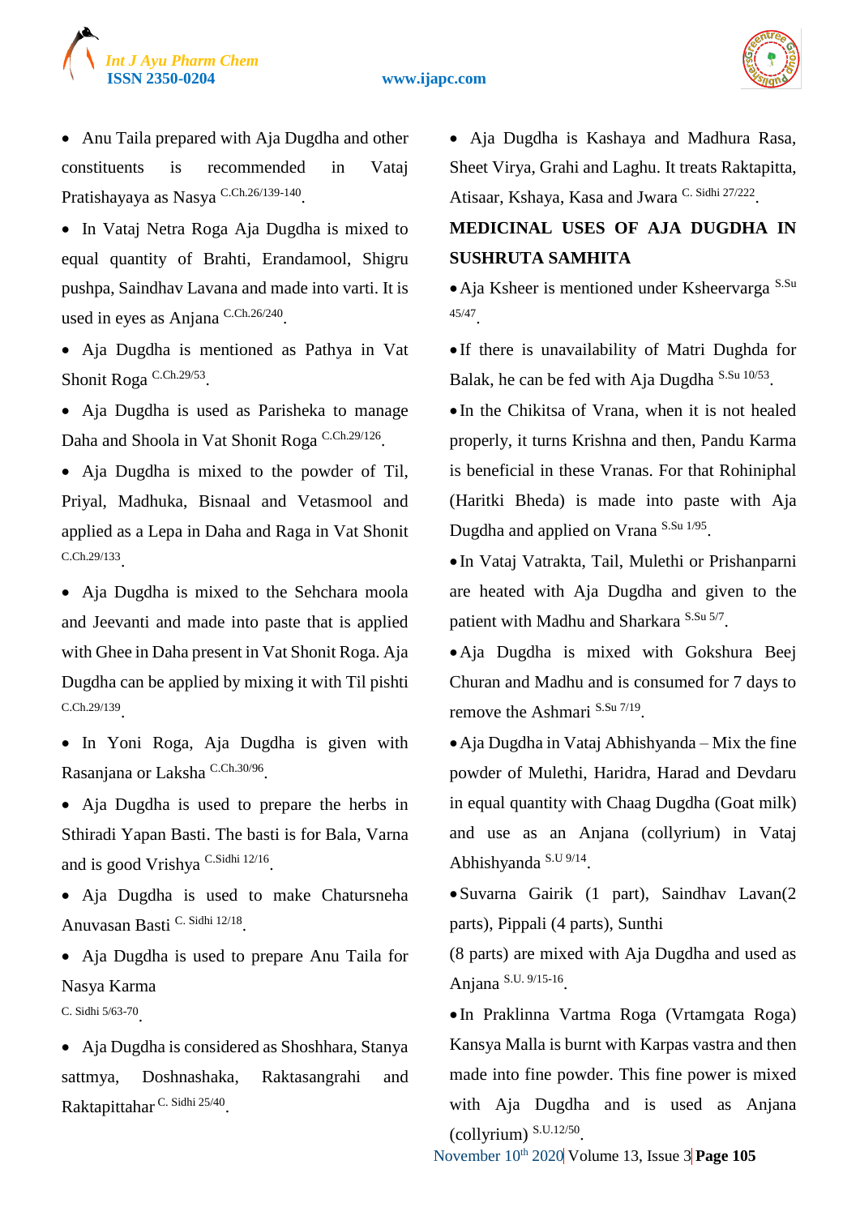- Anu Taila prepared with Aja Dugdha and other constituents is recommended in Vataj Pratishayaya as Nasya [C.Ch.26/139-140].
- In Vataj Netra Roga Aja Dugdha is mixed to equal quantity of Brahti, Erandamool, Shigru pushpa, Saindhav Lavana and made into varti. It is used in eyes as Anjana [C.Ch.26/240].
- Aja Dugdha is mentioned as Pathya in Vat Shonit Roga [C.Ch.29/53].
- Aja Dugdha is used as Parisheka to manage Daha and Shoola in Vat Shonit Roga [C.Ch.29/126].
- Aja Dugdha is mixed to the powder of Til, Priyal, Madhuka, Bisnaal and Vetasmool and applied as a Lepa in Daha and Raga in Vat Shonit [C.Ch.29/133].
- Aja Dugdha is mixed to the Sehchara moola and Jeevanti and made into paste that is applied with Ghee in Daha present in Vat Shonit Roga. Aja Dugdha can be applied by mixing it with Til pishti [C.Ch.29/139].
- In Yoni Roga, Aja Dugdha is given with Rasanjana or Laksha [C.Ch.30/96].
- Aja Dugdha is used to prepare the herbs in Sthiradi Yapan Basti. The basti is for Bala, Varna and is good Vrishya [C.Sidhi 12/16].
- Aja Dugdha is used to make Chatursneha Anuvasan Basti [C. Sidhi 12/18].
- Aja Dugdha is used to prepare Anu Taila for Nasya Karma [C. Sidhi 5/63-70].
- Aja Dugdha is considered as Shoshhara, Stanya sattmya, Doshnashaka, Raktasangrahi and Raktapittahar [C. Sidhi 25/40].
- Aja Dugdha is Kashaya and Madhura Rasa, Sheet Virya, Grahi and Laghu. It treats Raktapitta, Atisaar, Kshaya, Kasa and Jwara [C. Sidhi 27/222].

## MEDICINAL USES OF AJA DUGDHA IN SUSHRUTA SAMHITA

- Aja Ksheer is mentioned under Ksheervarga [S.Su 45/47].
- If there is unavailability of Matri Dughda for Balak, he can be fed with Aja Dugdha [S.Su 10/53].
- In the Chikitsa of Vrana, when it is not healed properly, it turns Krishna and then, Pandu Karma is beneficial in these Vranas. For that Rohiniphal (Haritki Bheda) is made into paste with Aja Dugdha and applied on Vrana [S.Su 1/95].
- In Vataj Vatrakta, Tail, Mulethi or Prishanparni are heated with Aja Dugdha and given to the patient with Madhu and Sharkara [S.Su 5/7].
- Aja Dugdha is mixed with Gokshura Beej Churan and Madhu and is consumed for 7 days to remove the Ashmari [S.Su 7/19].
- Aja Dugdha in Vataj Abhishyanda – Mix the fine powder of Mulethi, Haridra, Harad and Devdaru in equal quantity with Chaag Dugdha (Goat milk) and use as an Anjana (collyrium) in Vataj Abhishyanda [S.U 9/14].
- Suvarna Gairik (1 part), Saindhav Lavan(2 parts), Pippali (4 parts), Sunthi (8 parts) are mixed with Aja Dugdha and used as Anjana [S.U. 9/15-16].
- In Praklinna Vartma Roga (Vrtamgata Roga) Kansya Malla is burnt with Karpas vastra and then made into fine powder. This fine power is mixed with Aja Dugdha and is used as Anjana (collyrium) [S.U.12/50].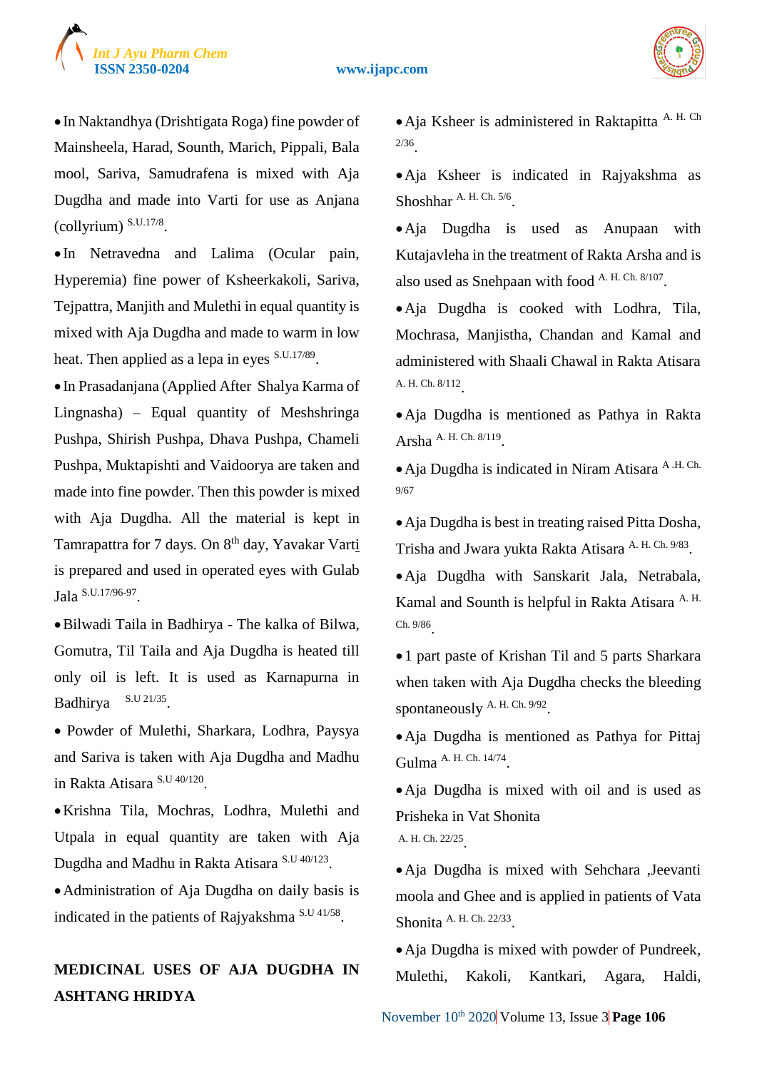- In Naktandhya (Drishtigata Roga) fine powder of Mainsheela, Harad, Sounth, Marich, Pippali, Bala mool, Sariva, Samudrafena is mixed with Aja Dugdha and made into Varti for use as Anjana (collyrium) [S.U.17/8].
- In Netravedna and Lalima (Ocular pain, Hyperemia) fine power of Ksheerkakoli, Sariva, Tejpattra, Manjith and Mulethi in equal quantity is mixed with Aja Dugdha and made to warm in low heat. Then applied as a lepa in eyes [S.U.17/89].
- In Prasadanjana (Applied After Shalya Karma of Lingnasha) – Equal quantity of Meshshringa Pushpa, Shirish Pushpa, Dhava Pushpa, Chameli Pushpa, Muktapishti and Vaidoorya are taken and made into fine powder. Then this powder is mixed with Aja Dugdha. All the material is kept in Tamrapattra for 7 days. On 8th day, Yavakar Varti is prepared and used in operated eyes with Gulab Jala [S.U.17/96-97].
- Bilwadi Taila in Badhirya - The kalka of Bilwa, Gomutra, Til Taila and Aja Dugdha is heated till only oil is left. It is used as Karnapurna in Badhirya [S.U 21/35].
- Powder of Mulethi, Sharkara, Lodhra, Paysya and Sariva is taken with Aja Dugdha and Madhu in Rakta Atisara [S.U 40/120].
- Krishna Tila, Mochras, Lodhra, Mulethi and Utpala in equal quantity are taken with Aja Dugdha and Madhu in Rakta Atisara [S.U 40/123].
- Administration of Aja Dugdha on daily basis is indicated in the patients of Rajyakshma [S.U 41/58].

## MEDICINAL USES OF AJA DUGDHA IN ASHTANG HRIDYA

- Aja Ksheer is administered in Raktapitta [A. H. Ch 2/36].
- Aja Ksheer is indicated in Rajyakshma as Shoshhar [A. H. Ch. 5/6].
- Aja Dugdha is used as Anupaan with Kutajavleha in the treatment of Rakta Arsha and is also used as Snehpaan with food [A. H. Ch. 8/107].
- Aja Dugdha is cooked with Lodhra, Tila, Mochrasa, Manjistha, Chandan and Kamal and administered with Shaali Chawal in Rakta Atisara [A. H. Ch. 8/112].
- Aja Dugdha is mentioned as Pathya in Rakta Arsha [A. H. Ch. 8/119].
- Aja Dugdha is indicated in Niram Atisara [A .H. Ch. 9/67]
- Aja Dugdha is best in treating raised Pitta Dosha, Trisha and Jwara yukta Rakta Atisara [A. H. Ch. 9/83].
- Aja Dugdha with Sanskarit Jala, Netrabala, Kamal and Sounth is helpful in Rakta Atisara [A. H. Ch. 9/86].
- 1 part paste of Krishan Til and 5 parts Sharkara when taken with Aja Dugdha checks the bleeding spontaneously [A. H. Ch. 9/92].
- Aja Dugdha is mentioned as Pathya for Pittaj Gulma [A. H. Ch. 14/74].
- Aja Dugdha is mixed with oil and is used as Prisheka in Vat Shonita [A. H. Ch. 22/25].
- Aja Dugdha is mixed with Sehchara ,Jeevanti moola and Ghee and is applied in patients of Vata Shonita [A. H. Ch. 22/33].
- Aja Dugdha is mixed with powder of Pundreek, Mulethi, Kakoli, Kantkari, Agara, Haldi,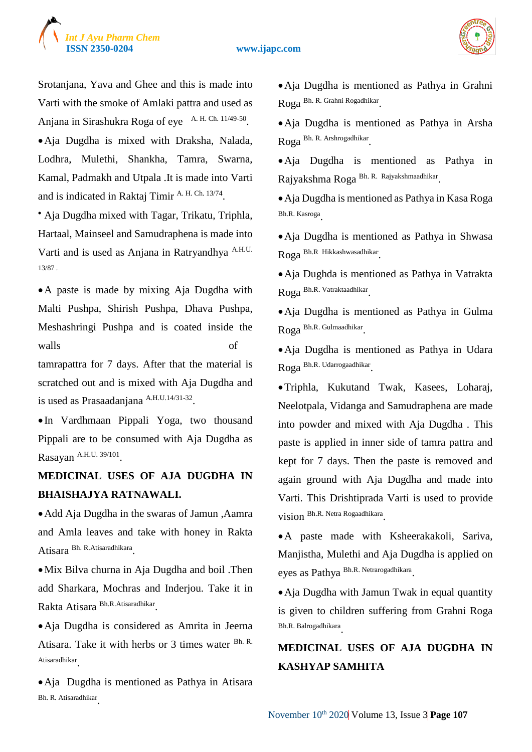Srotanjana, Yava and Ghee and this is made into Varti with the smoke of Amlaki pattra and used as Anjana in Sirashukra Roga of eye [A. H. Ch. 11/49-50].

- Aja Dugdha is mixed with Draksha, Nalada, Lodhra, Mulethi, Shankha, Tamra, Swarna, Kamal, Padmakh and Utpala .It is made into Varti and is indicated in Raktaj Timir [A. H. Ch. 13/74].
- Aja Dugdha mixed with Tagar, Trikatu, Triphla, Hartaal, Mainseel and Samudraphena is made into Varti and is used as Anjana in Ratryandhya [A.H.U. 13/87].
- A paste is made by mixing Aja Dugdha with Malti Pushpa, Shirish Pushpa, Dhava Pushpa, Meshashringi Pushpa and is coated inside the walls of tamrapattra for 7 days. After that the material is scratched out and is mixed with Aja Dugdha and is used as Prasaadanjana [A.H.U.14/31-32].
- In Vardhmaan Pippali Yoga, two thousand Pippali are to be consumed with Aja Dugdha as Rasayan [A.H.U. 39/101].

**MEDICINAL USES OF AJA DUGDHA IN BHAISHAJYA RATNAWALI.**

- Add Aja Dugdha in the swaras of Jamun ,Aamra and Amla leaves and take with honey in Rakta Atisara [Bh. R.Atisaradhikara].
- Mix Bilva churna in Aja Dugdha and boil .Then add Sharkara, Mochras and Inderjou. Take it in Rakta Atisara [Bh.R.Atisaradhikar].
- Aja Dugdha is considered as Amrita in Jeerna Atisara. Take it with herbs or 3 times water [Bh. R. Atisaradhikar].
- Aja Dugdha is mentioned as Pathya in Atisara [Bh. R. Atisaradhikar].
- Aja Dugdha is mentioned as Pathya in Grahni Roga [Bh. R. Grahni Rogadhikar].
- Aja Dugdha is mentioned as Pathya in Arsha Roga [Bh. R. Arshrogadhikar].
- Aja Dugdha is mentioned as Pathya in Rajyakshma Roga [Bh. R. Rajyakshmaadhikar].
- Aja Dugdha is mentioned as Pathya in Kasa Roga [Bh.R. Kasroga].
- Aja Dugdha is mentioned as Pathya in Shwasa Roga [Bh.R Hikkashwasadhikar].
- Aja Dughda is mentioned as Pathya in Vatrakta Roga [Bh.R. Vatraktaadhikar].
- Aja Dugdha is mentioned as Pathya in Gulma Roga [Bh.R. Gulmaadhikar].
- Aja Dugdha is mentioned as Pathya in Udara Roga [Bh.R. Udarrogaadhikar].
- Triphla, Kukutand Twak, Kasees, Loharaj, Neelotpala, Vidanga and Samudraphena are made into powder and mixed with Aja Dugdha . This paste is applied in inner side of tamra pattra and kept for 7 days. Then the paste is removed and again ground with Aja Dugdha and made into Varti. This Drishtiprada Varti is used to provide vision [Bh.R. Netra Rogaadhikara].
- A paste made with Ksheerakakoli, Sariva, Manjistha, Mulethi and Aja Dugdha is applied on eyes as Pathya [Bh.R. Netrarogadhikara].
- Aja Dugdha with Jamun Twak in equal quantity is given to children suffering from Grahni Roga [Bh.R. Balrogadhikara].

**MEDICINAL USES OF AJA DUGDHA IN KASHYAP SAMHITA**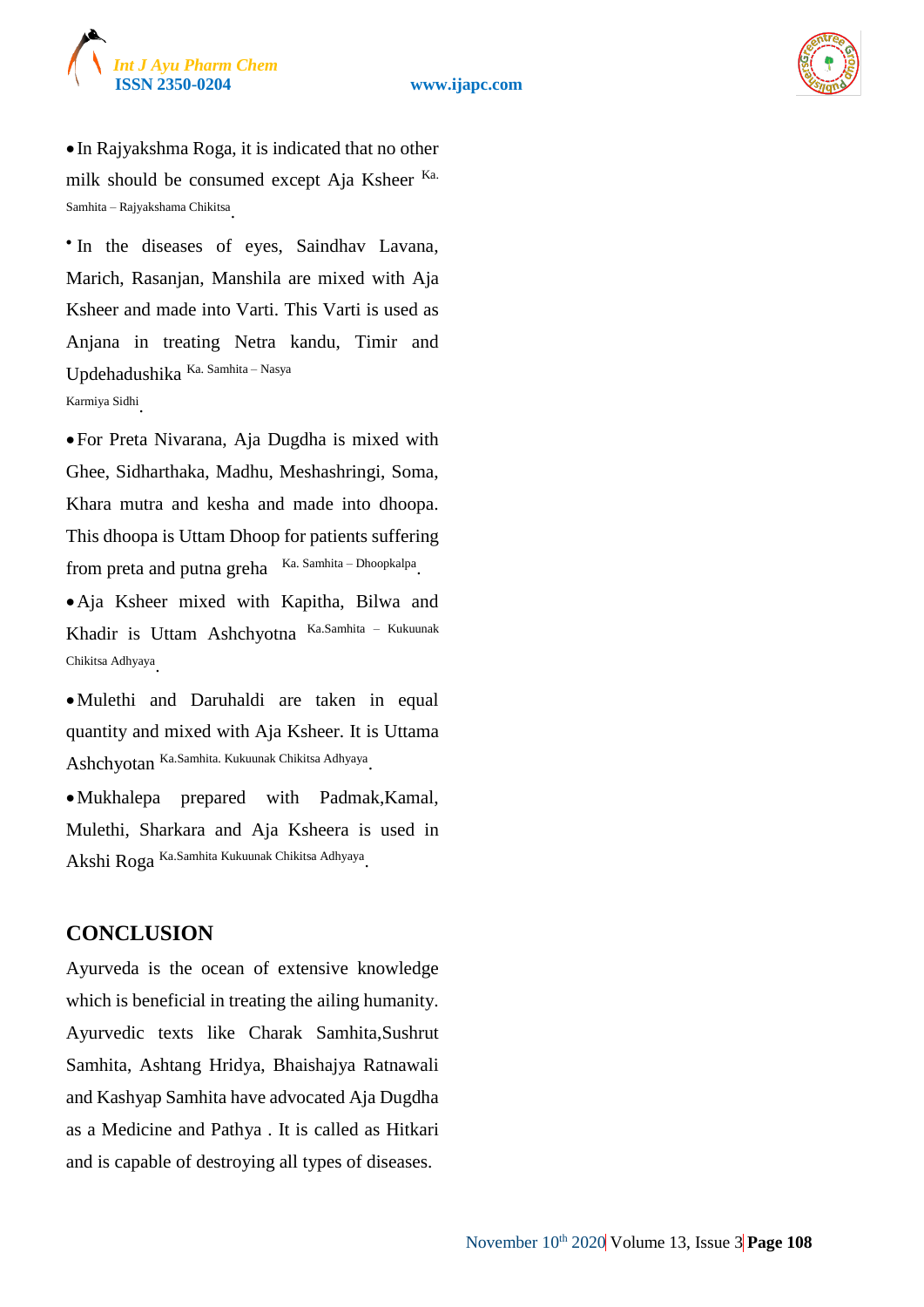- In Rajyakshma Roga, it is indicated that no other milk should be consumed except Aja Ksheer [Ka. Samhita – Rajyakshama Chikitsa].

- In the diseases of eyes, Saindhav Lavana, Marich, Rasanjan, Manshila are mixed with Aja Ksheer and made into Varti. This Varti is used as Anjana in treating Netra kandu, Timir and Updehadushika [Ka. Samhita – Nasya Karmiya Sidhi].

- For Preta Nivarana, Aja Dugdha is mixed with Ghee, Sidharthaka, Madhu, Meshashringi, Soma, Khara mutra and kesha and made into dhoopa. This dhoopa is Uttam Dhoop for patients suffering from preta and putna greha [Ka. Samhita – Dhoopkalpa].

- Aja Ksheer mixed with Kapitha, Bilwa and Khadir is Uttam Ashchyotna [Ka.Samhita – Kukuunak Chikitsa Adhyaya].

- Mulethi and Daruhaldi are taken in equal quantity and mixed with Aja Ksheer. It is Uttama Ashchyotan [Ka.Samhita. Kukuunak Chikitsa Adhyaya].

- Mukhalepa prepared with Padmak,Kamal, Mulethi, Sharkara and Aja Ksheera is used in Akshi Roga [Ka.Samhita Kukuunak Chikitsa Adhyaya].

## CONCLUSION

Ayurveda is the ocean of extensive knowledge which is beneficial in treating the ailing humanity. Ayurvedic texts like Charak Samhita,Sushrut Samhita, Ashtang Hridya, Bhaishajya Ratnawali and Kashyap Samhita have advocated Aja Dugdha as a Medicine and Pathya . It is called as Hitkari and is capable of destroying all types of diseases.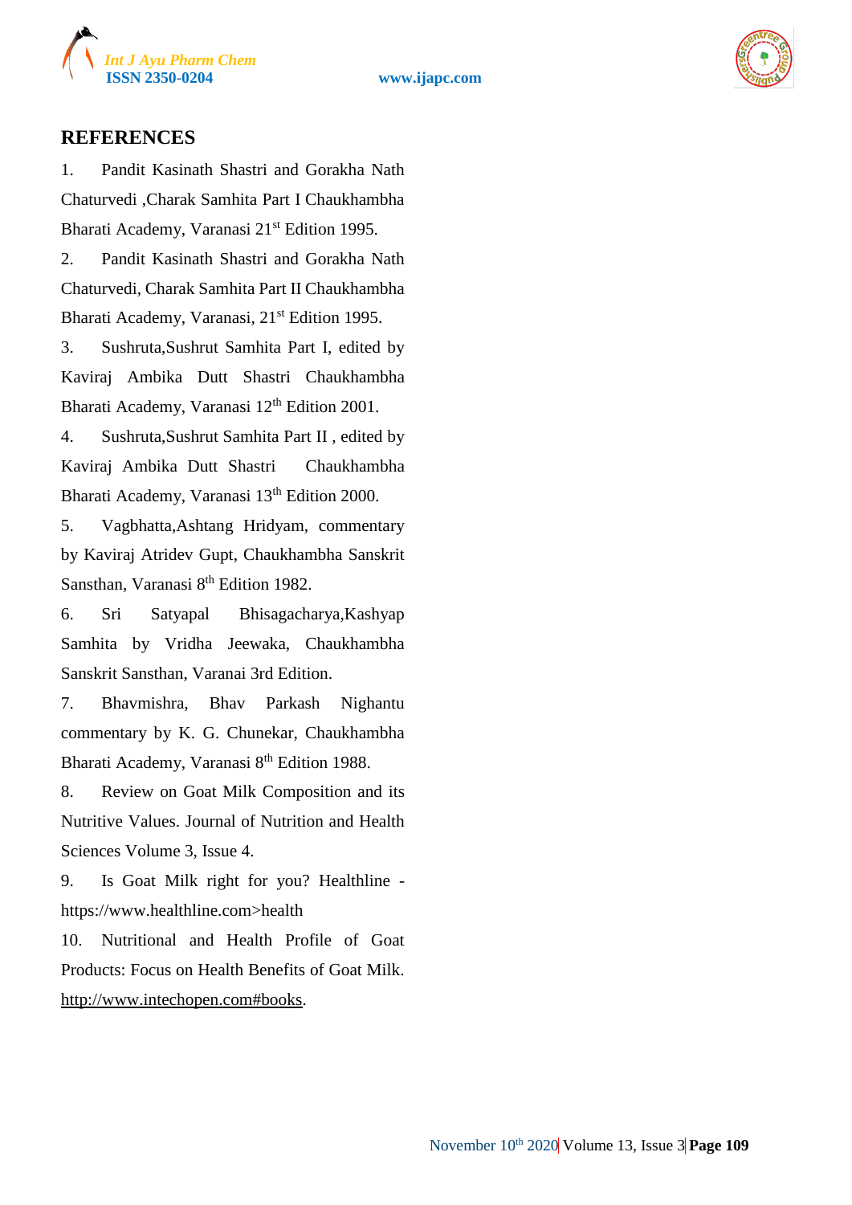## REFERENCES

1. Pandit Kasinath Shastri and Gorakha Nath Chaturvedi ,Charak Samhita Part I Chaukhambha Bharati Academy, Varanasi 21st Edition 1995.
2. Pandit Kasinath Shastri and Gorakha Nath Chaturvedi, Charak Samhita Part II Chaukhambha Bharati Academy, Varanasi, 21st Edition 1995.
3. Sushruta,Sushrut Samhita Part I, edited by Kaviraj Ambika Dutt Shastri Chaukhambha Bharati Academy, Varanasi 12th Edition 2001.
4. Sushruta,Sushrut Samhita Part II , edited by Kaviraj Ambika Dutt Shastri Chaukhambha Bharati Academy, Varanasi 13th Edition 2000.
5. Vagbhatta,Ashtang Hridyam, commentary by Kaviraj Atridev Gupt, Chaukhambha Sanskrit Sansthan, Varanasi 8th Edition 1982.
6. Sri Satyapal Bhisagacharya,Kashyap Samhita by Vridha Jeewaka, Chaukhambha Sanskrit Sansthan, Varanai 3rd Edition.
7. Bhavmishra, Bhav Parkash Nighantu commentary by K. G. Chunekar, Chaukhambha Bharati Academy, Varanasi 8th Edition 1988.
8. Review on Goat Milk Composition and its Nutritive Values. Journal of Nutrition and Health Sciences Volume 3, Issue 4.
9. Is Goat Milk right for you? Healthline - https://www.healthline.com>health
10. Nutritional and Health Profile of Goat Products: Focus on Health Benefits of Goat Milk. http://www.intechopen.com#books.